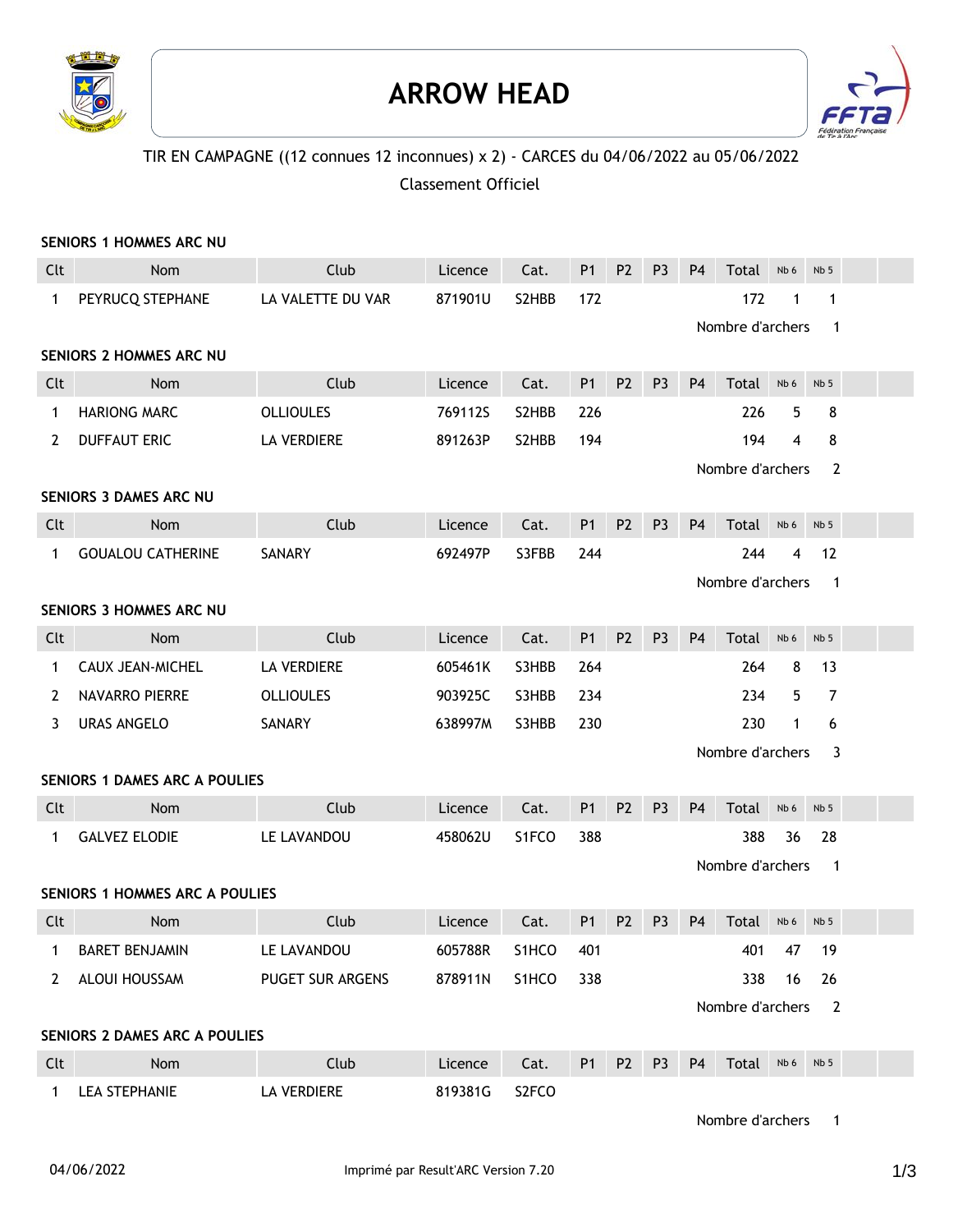# ARROW HEAD

TIR EN CAMPAGNE ((12 connues 12 inconnues) x 2) - CARCES du 04/06/2022 au 05/06/2022

Classement Officiel

**SENIORS 1 HOMMES ARC NU**

| Clt | Nom | Club | Licence | Cat. | P1 | P2 | P3 | P4 | Total | Nb 6 | Nb 5 |
|---|---|---|---|---|---|---|---|---|---|---|---|
| 1 | PEYRUCQ STEPHANE | LA VALETTE DU VAR | 871901U | S2HBB | 172 | | | | 172 | 1 | 1 |

Nombre d'archers 1

**SENIORS 2 HOMMES ARC NU**

| Clt | Nom | Club | Licence | Cat. | P1 | P2 | P3 | P4 | Total | Nb 6 | Nb 5 |
|---|---|---|---|---|---|---|---|---|---|---|---|
| 1 | HARIONG MARC | OLLIOULES | 769112S | S2HBB | 226 | | | | 226 | 5 | 8 |
| 2 | DUFFAUT ERIC | LA VERDIERE | 891263P | S2HBB | 194 | | | | 194 | 4 | 8 |

Nombre d'archers 2

**SENIORS 3 DAMES ARC NU**

| Clt | Nom | Club | Licence | Cat. | P1 | P2 | P3 | P4 | Total | Nb 6 | Nb 5 |
|---|---|---|---|---|---|---|---|---|---|---|---|
| 1 | GOUALOU CATHERINE | SANARY | 692497P | S3FBB | 244 | | | | 244 | 4 | 12 |

Nombre d'archers 1

**SENIORS 3 HOMMES ARC NU**

| Clt | Nom | Club | Licence | Cat. | P1 | P2 | P3 | P4 | Total | Nb 6 | Nb 5 |
|---|---|---|---|---|---|---|---|---|---|---|---|
| 1 | CAUX JEAN-MICHEL | LA VERDIERE | 605461K | S3HBB | 264 | | | | 264 | 8 | 13 |
| 2 | NAVARRO PIERRE | OLLIOULES | 903925C | S3HBB | 234 | | | | 234 | 5 | 7 |
| 3 | URAS ANGELO | SANARY | 638997M | S3HBB | 230 | | | | 230 | 1 | 6 |

Nombre d'archers 3

**SENIORS 1 DAMES ARC A POULIES**

| Clt | Nom | Club | Licence | Cat. | P1 | P2 | P3 | P4 | Total | Nb 6 | Nb 5 |
|---|---|---|---|---|---|---|---|---|---|---|---|
| 1 | GALVEZ ELODIE | LE LAVANDOU | 458062U | S1FCO | 388 | | | | 388 | 36 | 28 |

Nombre d'archers 1

**SENIORS 1 HOMMES ARC A POULIES**

| Clt | Nom | Club | Licence | Cat. | P1 | P2 | P3 | P4 | Total | Nb 6 | Nb 5 |
|---|---|---|---|---|---|---|---|---|---|---|---|
| 1 | BARET BENJAMIN | LE LAVANDOU | 605788R | S1HCO | 401 | | | | 401 | 47 | 19 |
| 2 | ALOUI HOUSSAM | PUGET SUR ARGENS | 878911N | S1HCO | 338 | | | | 338 | 16 | 26 |

Nombre d'archers 2

**SENIORS 2 DAMES ARC A POULIES**

| Clt | Nom | Club | Licence | Cat. | P1 | P2 | P3 | P4 | Total | Nb 6 | Nb 5 |
|---|---|---|---|---|---|---|---|---|---|---|---|
| 1 | LEA STEPHANIE | LA VERDIERE | 819381G | S2FCO | | | | | | | |

Nombre d'archers 1

04/06/2022 Imprimé par Result'ARC Version 7.20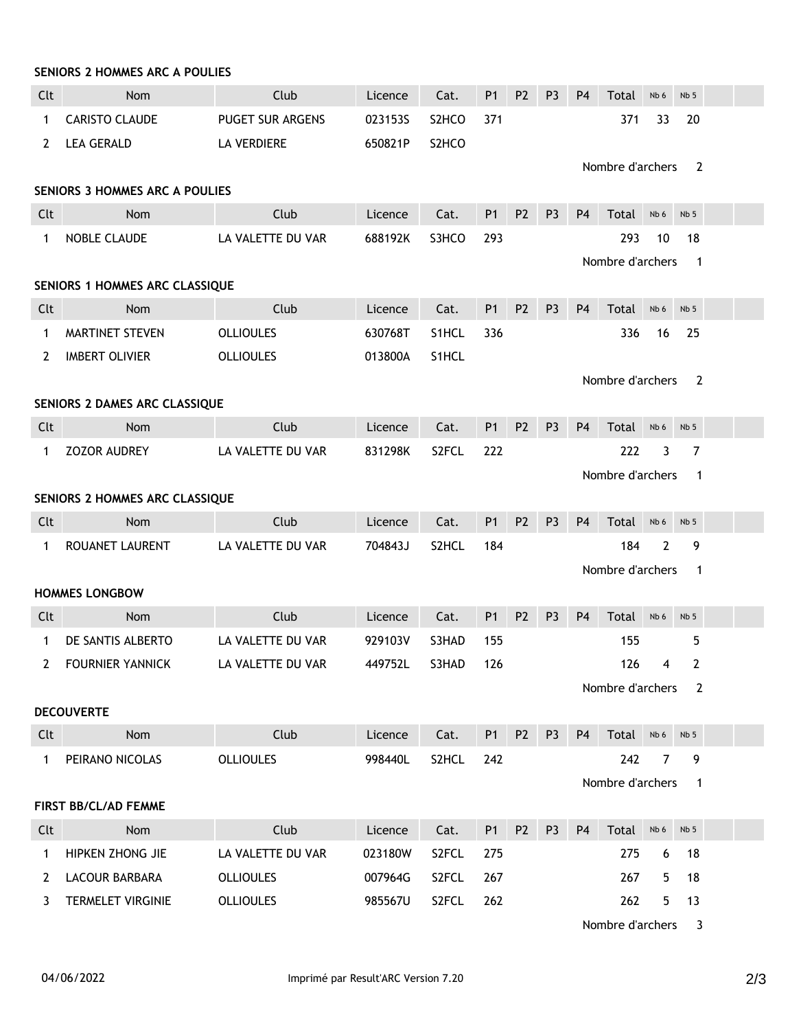**SENIORS 2 HOMMES ARC A POULIES**

| Clt | Nom | Club | Licence | Cat. | P1 | P2 | P3 | P4 | Total | Nb 6 | Nb 5 | | |
|---|---|---|---|---|---|---|---|---|---|---|---|---|---|
| 1 | CARISTO CLAUDE | PUGET SUR ARGENS | 023153S | S2HCO | 371 | | | | 371 | 33 | 20 | | |
| 2 | LEA GERALD | LA VERDIERE | 650821P | S2HCO | | | | | | | | | |

Nombre d'archers 2

**SENIORS 3 HOMMES ARC A POULIES**

| Clt | Nom | Club | Licence | Cat. | P1 | P2 | P3 | P4 | Total | Nb 6 | Nb 5 | | |
|---|---|---|---|---|---|---|---|---|---|---|---|---|---|
| 1 | NOBLE CLAUDE | LA VALETTE DU VAR | 688192K | S3HCO | 293 | | | | 293 | 10 | 18 | | |

Nombre d'archers 1

**SENIORS 1 HOMMES ARC CLASSIQUE**

| Clt | Nom | Club | Licence | Cat. | P1 | P2 | P3 | P4 | Total | Nb 6 | Nb 5 | | |
|---|---|---|---|---|---|---|---|---|---|---|---|---|---|
| 1 | MARTINET STEVEN | OLLIOULES | 630768T | S1HCL | 336 | | | | 336 | 16 | 25 | | |
| 2 | IMBERT OLIVIER | OLLIOULES | 013800A | S1HCL | | | | | | | | | |

Nombre d'archers 2

**SENIORS 2 DAMES ARC CLASSIQUE**

| Clt | Nom | Club | Licence | Cat. | P1 | P2 | P3 | P4 | Total | Nb 6 | Nb 5 | | |
|---|---|---|---|---|---|---|---|---|---|---|---|---|---|
| 1 | ZOZOR AUDREY | LA VALETTE DU VAR | 831298K | S2FCL | 222 | | | | 222 | 3 | 7 | | |

Nombre d'archers 1

**SENIORS 2 HOMMES ARC CLASSIQUE**

| Clt | Nom | Club | Licence | Cat. | P1 | P2 | P3 | P4 | Total | Nb 6 | Nb 5 | | |
|---|---|---|---|---|---|---|---|---|---|---|---|---|---|
| 1 | ROUANET LAURENT | LA VALETTE DU VAR | 704843J | S2HCL | 184 | | | | 184 | 2 | 9 | | |

Nombre d'archers 1

**HOMMES LONGBOW**

| Clt | Nom | Club | Licence | Cat. | P1 | P2 | P3 | P4 | Total | Nb 6 | Nb 5 | | |
|---|---|---|---|---|---|---|---|---|---|---|---|---|---|
| 1 | DE SANTIS ALBERTO | LA VALETTE DU VAR | 929103V | S3HAD | 155 | | | | 155 | | 5 | | |
| 2 | FOURNIER YANNICK | LA VALETTE DU VAR | 449752L | S3HAD | 126 | | | | 126 | 4 | 2 | | |

Nombre d'archers 2

**DECOUVERTE**

| Clt | Nom | Club | Licence | Cat. | P1 | P2 | P3 | P4 | Total | Nb 6 | Nb 5 | | |
|---|---|---|---|---|---|---|---|---|---|---|---|---|---|
| 1 | PEIRANO NICOLAS | OLLIOULES | 998440L | S2HCL | 242 | | | | 242 | 7 | 9 | | |

Nombre d'archers 1

**FIRST BB/CL/AD FEMME**

| Clt | Nom | Club | Licence | Cat. | P1 | P2 | P3 | P4 | Total | Nb 6 | Nb 5 | | |
|---|---|---|---|---|---|---|---|---|---|---|---|---|---|
| 1 | HIPKEN ZHONG JIE | LA VALETTE DU VAR | 023180W | S2FCL | 275 | | | | 275 | 6 | 18 | | |
| 2 | LACOUR BARBARA | OLLIOULES | 007964G | S2FCL | 267 | | | | 267 | 5 | 18 | | |
| 3 | TERMELET VIRGINIE | OLLIOULES | 985567U | S2FCL | 262 | | | | 262 | 5 | 13 | | |

Nombre d'archers 3

04/06/2022 Imprimé par Result'ARC Version 7.20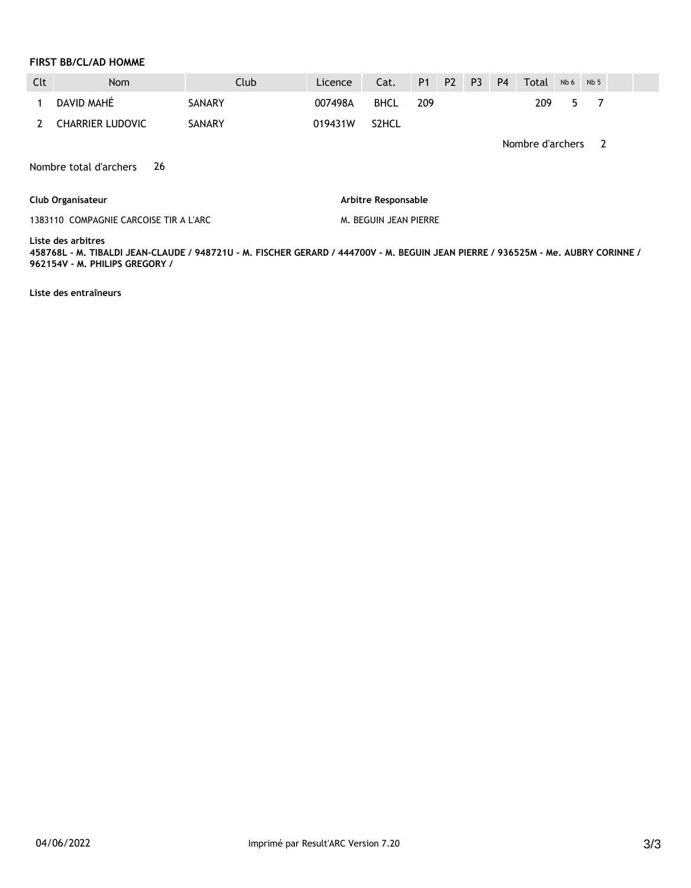**FIRST BB/CL/AD HOMME**

| Clt | Nom | Club | Licence | Cat. | P1 | P2 | P3 | P4 | Total | Nb 6 | Nb 5 | | |
|---|---|---|---|---|---|---|---|---|---|---|---|---|---|
| 1 | DAVID MAHÉ | SANARY | 007498A | BHCL | 209 | | | | 209 | 5 | 7 | | |
| 2 | CHARRIER LUDOVIC | SANARY | 019431W | S2HCL | | | | | | | | | |

Nombre d'archers 2

Nombre total d'archers 26

**Club Organisateur**

1383110 COMPAGNIE CARCOISE TIR A L'ARC

**Arbitre Responsable**

M. BEGUIN JEAN PIERRE

**Liste des arbitres**

**458768L - M. TIBALDI JEAN-CLAUDE / 948721U - M. FISCHER GERARD / 444700V - M. BEGUIN JEAN PIERRE / 936525M - Me. AUBRY CORINNE / 962154V - M. PHILIPS GREGORY /**

**Liste des entraîneurs**

04/06/2022 Imprimé par Result'ARC Version 7.20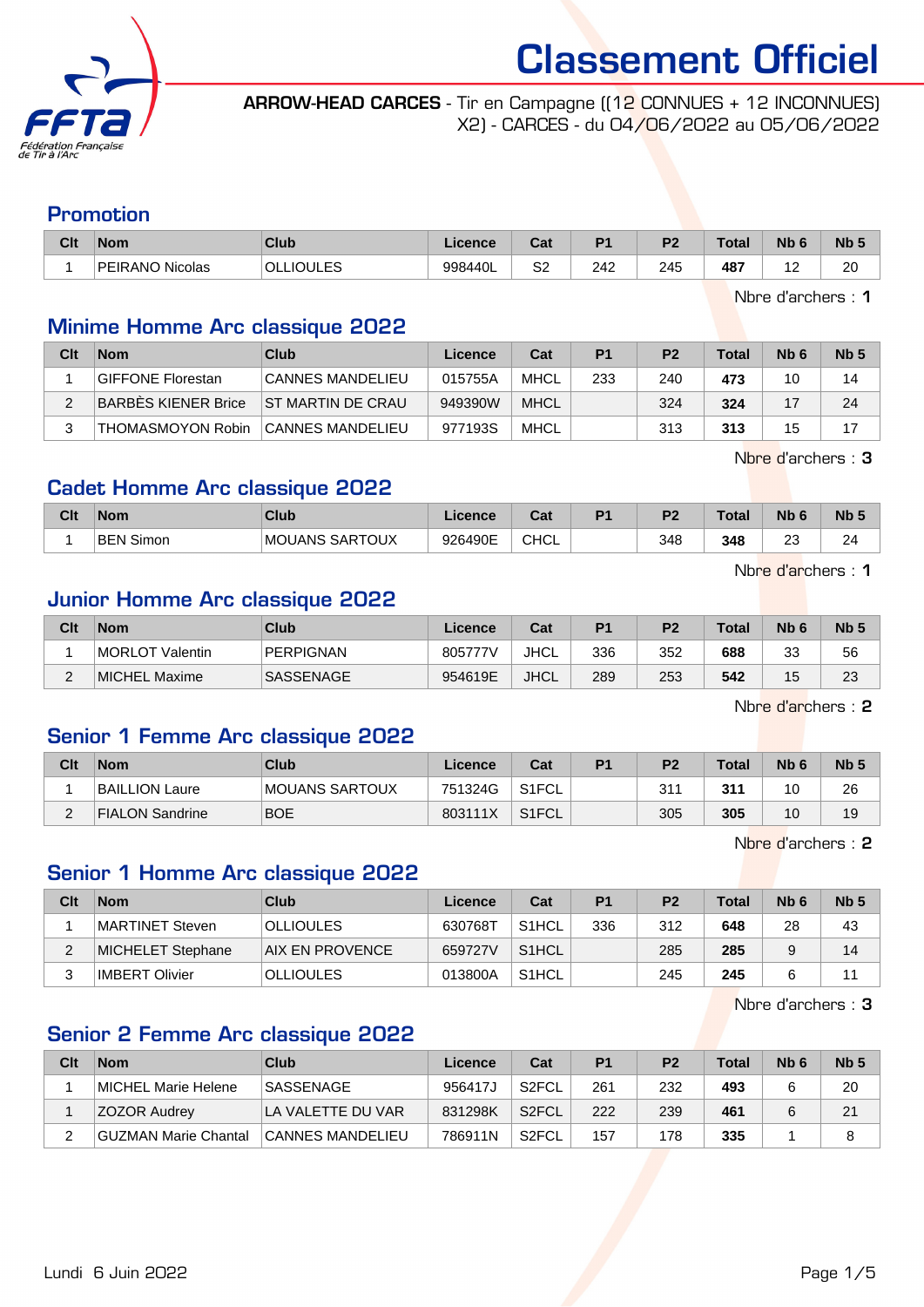# Classement Officiel

**ARROW-HEAD CARCES** - Tir en Campagne ((12 CONNUES + 12 INCONNUES) X2) - CARCES - du 04/06/2022 au 05/06/2022

## Promotion

| Clt | Nom | Club | Licence | Cat | P1 | P2 | Total | Nb 6 | Nb 5 |
|---|---|---|---|---|---|---|---|---|---|
| 1 | PEIRANO Nicolas | OLLIOULES | 998440L | S2 | 242 | 245 | **487** | 12 | 20 |

Nbre d'archers : **1**

## Minime Homme Arc classique 2022

| Clt | Nom | Club | Licence | Cat | P1 | P2 | Total | Nb 6 | Nb 5 |
|---|---|---|---|---|---|---|---|---|---|
| 1 | GIFFONE Florestan | CANNES MANDELIEU | 015755A | MHCL | 233 | 240 | **473** | 10 | 14 |
| 2 | BARBÈS KIENER Brice | ST MARTIN DE CRAU | 949390W | MHCL | | 324 | **324** | 17 | 24 |
| 3 | THOMASMOYON Robin | CANNES MANDELIEU | 977193S | MHCL | | 313 | **313** | 15 | 17 |

Nbre d'archers : **3**

## Cadet Homme Arc classique 2022

| Clt | Nom | Club | Licence | Cat | P1 | P2 | Total | Nb 6 | Nb 5 |
|---|---|---|---|---|---|---|---|---|---|
| 1 | BEN Simon | MOUANS SARTOUX | 926490E | CHCL | | 348 | **348** | 23 | 24 |

Nbre d'archers : **1**

## Junior Homme Arc classique 2022

| Clt | Nom | Club | Licence | Cat | P1 | P2 | Total | Nb 6 | Nb 5 |
|---|---|---|---|---|---|---|---|---|---|
| 1 | MORLOT Valentin | PERPIGNAN | 805777V | JHCL | 336 | 352 | **688** | 33 | 56 |
| 2 | MICHEL Maxime | SASSENAGE | 954619E | JHCL | 289 | 253 | **542** | 15 | 23 |

Nbre d'archers : **2**

## Senior 1 Femme Arc classique 2022

| Clt | Nom | Club | Licence | Cat | P1 | P2 | Total | Nb 6 | Nb 5 |
|---|---|---|---|---|---|---|---|---|---|
| 1 | BAILLION Laure | MOUANS SARTOUX | 751324G | S1FCL | | 311 | **311** | 10 | 26 |
| 2 | FIALON Sandrine | BOE | 803111X | S1FCL | | 305 | **305** | 10 | 19 |

Nbre d'archers : **2**

## Senior 1 Homme Arc classique 2022

| Clt | Nom | Club | Licence | Cat | P1 | P2 | Total | Nb 6 | Nb 5 |
|---|---|---|---|---|---|---|---|---|---|
| 1 | MARTINET Steven | OLLIOULES | 630768T | S1HCL | 336 | 312 | **648** | 28 | 43 |
| 2 | MICHELET Stephane | AIX EN PROVENCE | 659727V | S1HCL | | 285 | **285** | 9 | 14 |
| 3 | IMBERT Olivier | OLLIOULES | 013800A | S1HCL | | 245 | **245** | 6 | 11 |

Nbre d'archers : **3**

## Senior 2 Femme Arc classique 2022

| Clt | Nom | Club | Licence | Cat | P1 | P2 | Total | Nb 6 | Nb 5 |
|---|---|---|---|---|---|---|---|---|---|
| 1 | MICHEL Marie Helene | SASSENAGE | 956417J | S2FCL | 261 | 232 | **493** | 6 | 20 |
| 1 | ZOZOR Audrey | LA VALETTE DU VAR | 831298K | S2FCL | 222 | 239 | **461** | 6 | 21 |
| 2 | GUZMAN Marie Chantal | CANNES MANDELIEU | 786911N | S2FCL | 157 | 178 | **335** | 1 | 8 |

Lundi 6 Juin 2022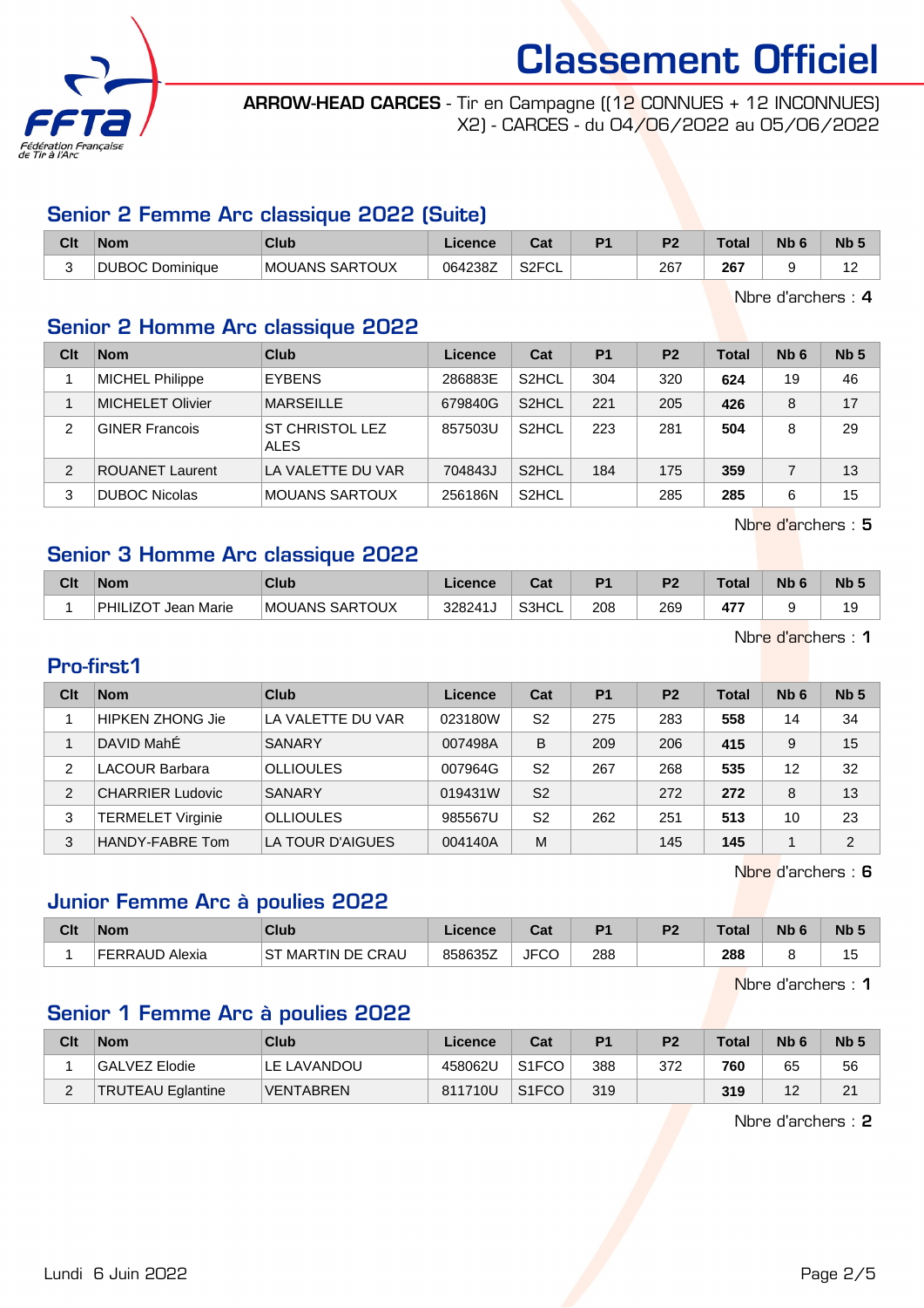# Classement Officiel

**ARROW-HEAD CARCES** - Tir en Campagne ((12 CONNUES + 12 INCONNUES) X2) - CARCES - du 04/06/2022 au 05/06/2022

## Senior 2 Femme Arc classique 2022 (Suite)

| Clt | Nom | Club | Licence | Cat | P1 | P2 | Total | Nb 6 | Nb 5 |
|---|---|---|---|---|---|---|---|---|---|
| 3 | DUBOC Dominique | MOUANS SARTOUX | 064238Z | S2FCL | | 267 | **267** | 9 | 12 |

Nbre d'archers : **4**

## Senior 2 Homme Arc classique 2022

| Clt | Nom | Club | Licence | Cat | P1 | P2 | Total | Nb 6 | Nb 5 |
|---|---|---|---|---|---|---|---|---|---|
| 1 | MICHEL Philippe | EYBENS | 286883E | S2HCL | 304 | 320 | **624** | 19 | 46 |
| 1 | MICHELET Olivier | MARSEILLE | 679840G | S2HCL | 221 | 205 | **426** | 8 | 17 |
| 2 | GINER Francois | ST CHRISTOL LEZ ALES | 857503U | S2HCL | 223 | 281 | **504** | 8 | 29 |
| 2 | ROUANET Laurent | LA VALETTE DU VAR | 704843J | S2HCL | 184 | 175 | **359** | 7 | 13 |
| 3 | DUBOC Nicolas | MOUANS SARTOUX | 256186N | S2HCL | | 285 | **285** | 6 | 15 |

Nbre d'archers : **5**

## Senior 3 Homme Arc classique 2022

| Clt | Nom | Club | Licence | Cat | P1 | P2 | Total | Nb 6 | Nb 5 |
|---|---|---|---|---|---|---|---|---|---|
| 1 | PHILIZOT Jean Marie | MOUANS SARTOUX | 328241J | S3HCL | 208 | 269 | **477** | 9 | 19 |

Nbre d'archers : **1**

## Pro-first1

| Clt | Nom | Club | Licence | Cat | P1 | P2 | Total | Nb 6 | Nb 5 |
|---|---|---|---|---|---|---|---|---|---|
| 1 | HIPKEN ZHONG Jie | LA VALETTE DU VAR | 023180W | S2 | 275 | 283 | **558** | 14 | 34 |
| 1 | DAVID MahÉ | SANARY | 007498A | B | 209 | 206 | **415** | 9 | 15 |
| 2 | LACOUR Barbara | OLLIOULES | 007964G | S2 | 267 | 268 | **535** | 12 | 32 |
| 2 | CHARRIER Ludovic | SANARY | 019431W | S2 | | 272 | **272** | 8 | 13 |
| 3 | TERMELET Virginie | OLLIOULES | 985567U | S2 | 262 | 251 | **513** | 10 | 23 |
| 3 | HANDY-FABRE Tom | LA TOUR D'AIGUES | 004140A | M | | 145 | **145** | 1 | 2 |

Nbre d'archers : **6**

## Junior Femme Arc à poulies 2022

| Clt | Nom | Club | Licence | Cat | P1 | P2 | Total | Nb 6 | Nb 5 |
|---|---|---|---|---|---|---|---|---|---|
| 1 | FERRAUD Alexia | ST MARTIN DE CRAU | 858635Z | JFCO | 288 | | **288** | 8 | 15 |

Nbre d'archers : **1**

## Senior 1 Femme Arc à poulies 2022

| Clt | Nom | Club | Licence | Cat | P1 | P2 | Total | Nb 6 | Nb 5 |
|---|---|---|---|---|---|---|---|---|---|
| 1 | GALVEZ Elodie | LE LAVANDOU | 458062U | S1FCO | 388 | 372 | **760** | 65 | 56 |
| 2 | TRUTEAU Eglantine | VENTABREN | 811710U | S1FCO | 319 | | **319** | 12 | 21 |

Nbre d'archers : **2**

Lundi 6 Juin 2022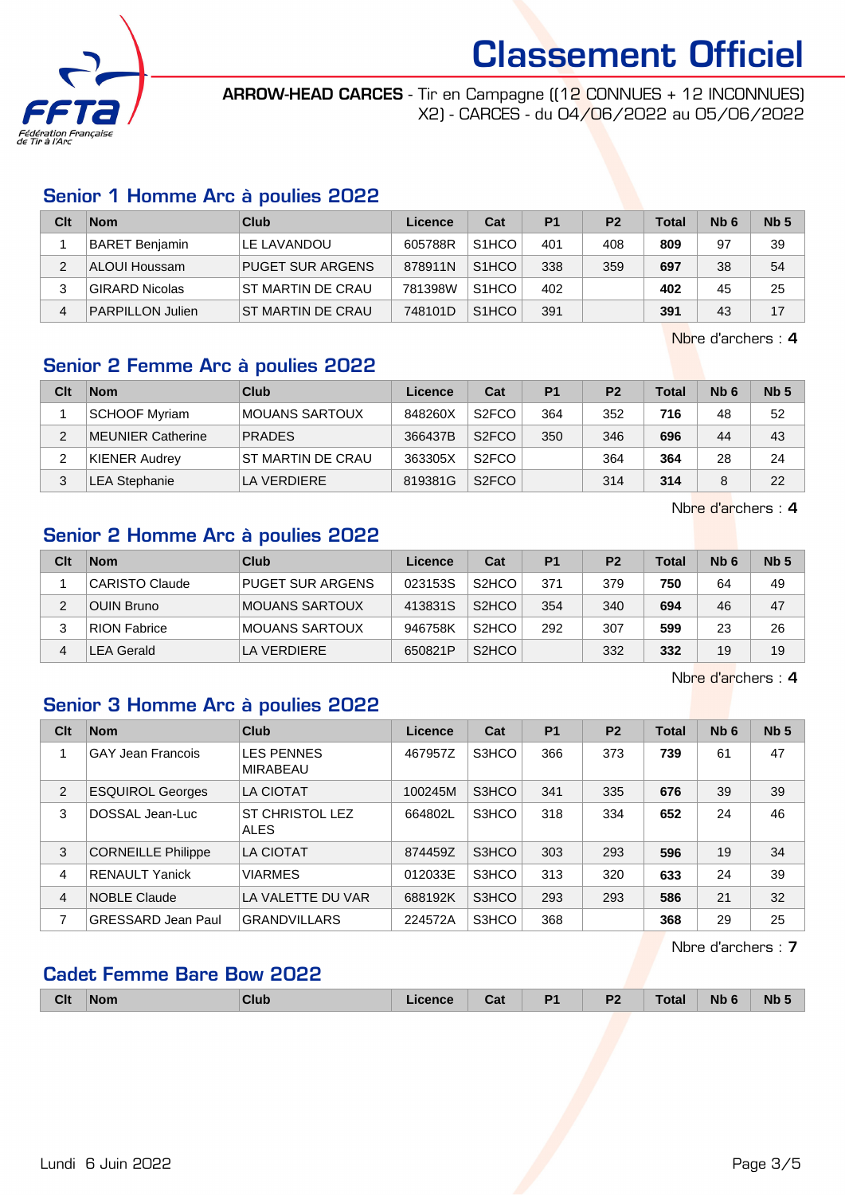# Classement Officiel

**ARROW-HEAD CARCES** - Tir en Campagne ((12 CONNUES + 12 INCONNUES) X2) - CARCES - du 04/06/2022 au 05/06/2022

## Senior 1 Homme Arc à poulies 2022

| Clt | Nom | Club | Licence | Cat | P1 | P2 | Total | Nb 6 | Nb 5 |
|---|---|---|---|---|---|---|---|---|---|
| 1 | BARET Benjamin | LE LAVANDOU | 605788R | S1HCO | 401 | 408 | **809** | 97 | 39 |
| 2 | ALOUI Houssam | PUGET SUR ARGENS | 878911N | S1HCO | 338 | 359 | **697** | 38 | 54 |
| 3 | GIRARD Nicolas | ST MARTIN DE CRAU | 781398W | S1HCO | 402 | | **402** | 45 | 25 |
| 4 | PARPILLON Julien | ST MARTIN DE CRAU | 748101D | S1HCO | 391 | | **391** | 43 | 17 |

Nbre d'archers : **4**

## Senior 2 Femme Arc à poulies 2022

| Clt | Nom | Club | Licence | Cat | P1 | P2 | Total | Nb 6 | Nb 5 |
|---|---|---|---|---|---|---|---|---|---|
| 1 | SCHOOF Myriam | MOUANS SARTOUX | 848260X | S2FCO | 364 | 352 | **716** | 48 | 52 |
| 2 | MEUNIER Catherine | PRADES | 366437B | S2FCO | 350 | 346 | **696** | 44 | 43 |
| 2 | KIENER Audrey | ST MARTIN DE CRAU | 363305X | S2FCO | | 364 | **364** | 28 | 24 |
| 3 | LEA Stephanie | LA VERDIERE | 819381G | S2FCO | | 314 | **314** | 8 | 22 |

Nbre d'archers : **4**

## Senior 2 Homme Arc à poulies 2022

| Clt | Nom | Club | Licence | Cat | P1 | P2 | Total | Nb 6 | Nb 5 |
|---|---|---|---|---|---|---|---|---|---|
| 1 | CARISTO Claude | PUGET SUR ARGENS | 023153S | S2HCO | 371 | 379 | **750** | 64 | 49 |
| 2 | OUIN Bruno | MOUANS SARTOUX | 413831S | S2HCO | 354 | 340 | **694** | 46 | 47 |
| 3 | RION Fabrice | MOUANS SARTOUX | 946758K | S2HCO | 292 | 307 | **599** | 23 | 26 |
| 4 | LEA Gerald | LA VERDIERE | 650821P | S2HCO | | 332 | **332** | 19 | 19 |

Nbre d'archers : **4**

## Senior 3 Homme Arc à poulies 2022

| Clt | Nom | Club | Licence | Cat | P1 | P2 | Total | Nb 6 | Nb 5 |
|---|---|---|---|---|---|---|---|---|---|
| 1 | GAY Jean Francois | LES PENNES MIRABEAU | 467957Z | S3HCO | 366 | 373 | **739** | 61 | 47 |
| 2 | ESQUIROL Georges | LA CIOTAT | 100245M | S3HCO | 341 | 335 | **676** | 39 | 39 |
| 3 | DOSSAL Jean-Luc | ST CHRISTOL LEZ ALES | 664802L | S3HCO | 318 | 334 | **652** | 24 | 46 |
| 3 | CORNEILLE Philippe | LA CIOTAT | 874459Z | S3HCO | 303 | 293 | **596** | 19 | 34 |
| 4 | RENAULT Yanick | VIARMES | 012033E | S3HCO | 313 | 320 | **633** | 24 | 39 |
| 4 | NOBLE Claude | LA VALETTE DU VAR | 688192K | S3HCO | 293 | 293 | **586** | 21 | 32 |
| 7 | GRESSARD Jean Paul | GRANDVILLARS | 224572A | S3HCO | 368 | | **368** | 29 | 25 |

Nbre d'archers : **7**

## Cadet Femme Bare Bow 2022

| Clt | Nom | Club | Licence | Cat | P1 | P2 | Total | Nb 6 | Nb 5 |
|---|---|---|---|---|---|---|---|---|---|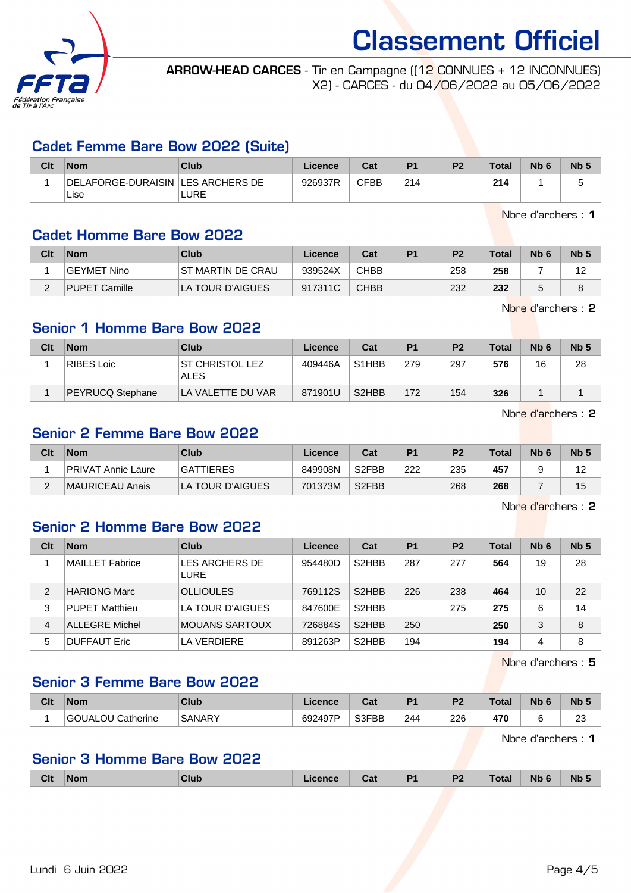# Classement Officiel

**ARROW-HEAD CARCES** - Tir en Campagne ((12 CONNUES + 12 INCONNUES) X2) - CARCES - du 04/06/2022 au 05/06/2022

## Cadet Femme Bare Bow 2022 (Suite)

| Clt | Nom | Club | Licence | Cat | P1 | P2 | Total | Nb 6 | Nb 5 |
|---|---|---|---|---|---|---|---|---|---|
| 1 | DELAFORGE-DURAISIN Lise | LES ARCHERS DE LURE | 926937R | CFBB | 214 | | **214** | 1 | 5 |

Nbre d'archers : **1**

## Cadet Homme Bare Bow 2022

| Clt | Nom | Club | Licence | Cat | P1 | P2 | Total | Nb 6 | Nb 5 |
|---|---|---|---|---|---|---|---|---|---|
| 1 | GEYMET Nino | ST MARTIN DE CRAU | 939524X | CHBB | | 258 | **258** | 7 | 12 |
| 2 | PUPET Camille | LA TOUR D'AIGUES | 917311C | CHBB | | 232 | **232** | 5 | 8 |

Nbre d'archers : **2**

## Senior 1 Homme Bare Bow 2022

| Clt | Nom | Club | Licence | Cat | P1 | P2 | Total | Nb 6 | Nb 5 |
|---|---|---|---|---|---|---|---|---|---|
| 1 | RIBES Loic | ST CHRISTOL LEZ ALES | 409446A | S1HBB | 279 | 297 | **576** | 16 | 28 |
| 1 | PEYRUCQ Stephane | LA VALETTE DU VAR | 871901U | S2HBB | 172 | 154 | **326** | 1 | 1 |

Nbre d'archers : **2**

## Senior 2 Femme Bare Bow 2022

| Clt | Nom | Club | Licence | Cat | P1 | P2 | Total | Nb 6 | Nb 5 |
|---|---|---|---|---|---|---|---|---|---|
| 1 | PRIVAT Annie Laure | GATTIERES | 849908N | S2FBB | 222 | 235 | **457** | 9 | 12 |
| 2 | MAURICEAU Anais | LA TOUR D'AIGUES | 701373M | S2FBB | | 268 | **268** | 7 | 15 |

Nbre d'archers : **2**

## Senior 2 Homme Bare Bow 2022

| Clt | Nom | Club | Licence | Cat | P1 | P2 | Total | Nb 6 | Nb 5 |
|---|---|---|---|---|---|---|---|---|---|
| 1 | MAILLET Fabrice | LES ARCHERS DE LURE | 954480D | S2HBB | 287 | 277 | **564** | 19 | 28 |
| 2 | HARIONG Marc | OLLIOULES | 769112S | S2HBB | 226 | 238 | **464** | 10 | 22 |
| 3 | PUPET Matthieu | LA TOUR D'AIGUES | 847600E | S2HBB | | 275 | **275** | 6 | 14 |
| 4 | ALLEGRE Michel | MOUANS SARTOUX | 726884S | S2HBB | 250 | | **250** | 3 | 8 |
| 5 | DUFFAUT Eric | LA VERDIERE | 891263P | S2HBB | 194 | | **194** | 4 | 8 |

Nbre d'archers : **5**

## Senior 3 Femme Bare Bow 2022

| Clt | Nom | Club | Licence | Cat | P1 | P2 | Total | Nb 6 | Nb 5 |
|---|---|---|---|---|---|---|---|---|---|
| 1 | GOUALOU Catherine | SANARY | 692497P | S3FBB | 244 | 226 | **470** | 6 | 23 |

Nbre d'archers : **1**

## Senior 3 Homme Bare Bow 2022

| Clt | Nom | Club | Licence | Cat | P1 | P2 | Total | Nb 6 | Nb 5 |
|---|---|---|---|---|---|---|---|---|---|

Lundi 6 Juin 2022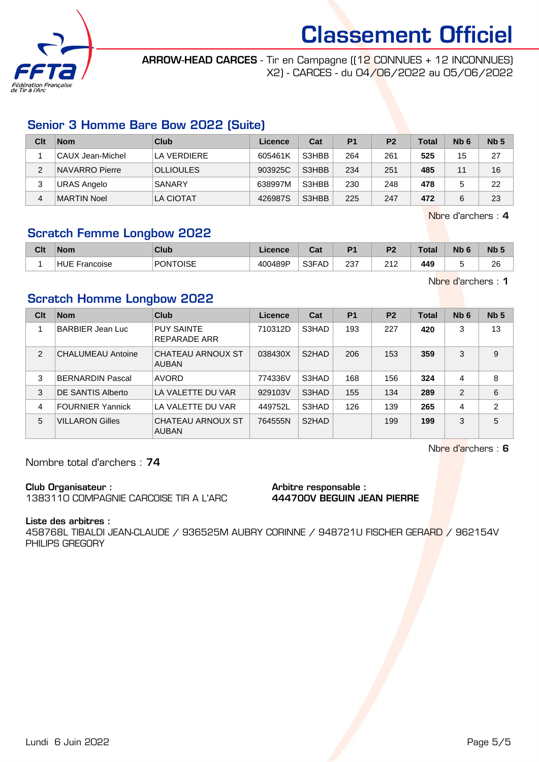# Classement Officiel

**ARROW-HEAD CARCES** - Tir en Campagne ((12 CONNUES + 12 INCONNUES) X2) - CARCES - du 04/06/2022 au 05/06/2022

## Senior 3 Homme Bare Bow 2022 (Suite)

| Clt | Nom | Club | Licence | Cat | P1 | P2 | Total | Nb 6 | Nb 5 |
|---|---|---|---|---|---|---|---|---|---|
| 1 | CAUX Jean-Michel | LA VERDIERE | 605461K | S3HBB | 264 | 261 | **525** | 15 | 27 |
| 2 | NAVARRO Pierre | OLLIOULES | 903925C | S3HBB | 234 | 251 | **485** | 11 | 16 |
| 3 | URAS Angelo | SANARY | 638997M | S3HBB | 230 | 248 | **478** | 5 | 22 |
| 4 | MARTIN Noel | LA CIOTAT | 426987S | S3HBB | 225 | 247 | **472** | 6 | 23 |

Nbre d'archers : **4**

## Scratch Femme Longbow 2022

| Clt | Nom | Club | Licence | Cat | P1 | P2 | Total | Nb 6 | Nb 5 |
|---|---|---|---|---|---|---|---|---|---|
| 1 | HUE Francoise | PONTOISE | 400489P | S3FAD | 237 | 212 | **449** | 5 | 26 |

Nbre d'archers : **1**

## Scratch Homme Longbow 2022

| Clt | Nom | Club | Licence | Cat | P1 | P2 | Total | Nb 6 | Nb 5 |
|---|---|---|---|---|---|---|---|---|---|
| 1 | BARBIER Jean Luc | PUY SAINTE REPARADE ARR | 710312D | S3HAD | 193 | 227 | **420** | 3 | 13 |
| 2 | CHALUMEAU Antoine | CHATEAU ARNOUX ST AUBAN | 038430X | S2HAD | 206 | 153 | **359** | 3 | 9 |
| 3 | BERNARDIN Pascal | AVORD | 774336V | S3HAD | 168 | 156 | **324** | 4 | 8 |
| 3 | DE SANTIS Alberto | LA VALETTE DU VAR | 929103V | S3HAD | 155 | 134 | **289** | 2 | 6 |
| 4 | FOURNIER Yannick | LA VALETTE DU VAR | 449752L | S3HAD | 126 | 139 | **265** | 4 | 2 |
| 5 | VILLARON Gilles | CHATEAU ARNOUX ST AUBAN | 764555N | S2HAD | | 199 | **199** | 3 | 5 |

Nbre d'archers : **6**

Nombre total d'archers : **74**

**Club Organisateur :**
1383110 COMPAGNIE CARCOISE TIR A L'ARC

**Arbitre responsable :**
**444700V BEGUIN JEAN PIERRE**

**Liste des arbitres :**
458768L TIBALDI JEAN-CLAUDE / 936525M AUBRY CORINNE / 948721U FISCHER GERARD / 962154V PHILIPS GREGORY

Lundi 6 Juin 2022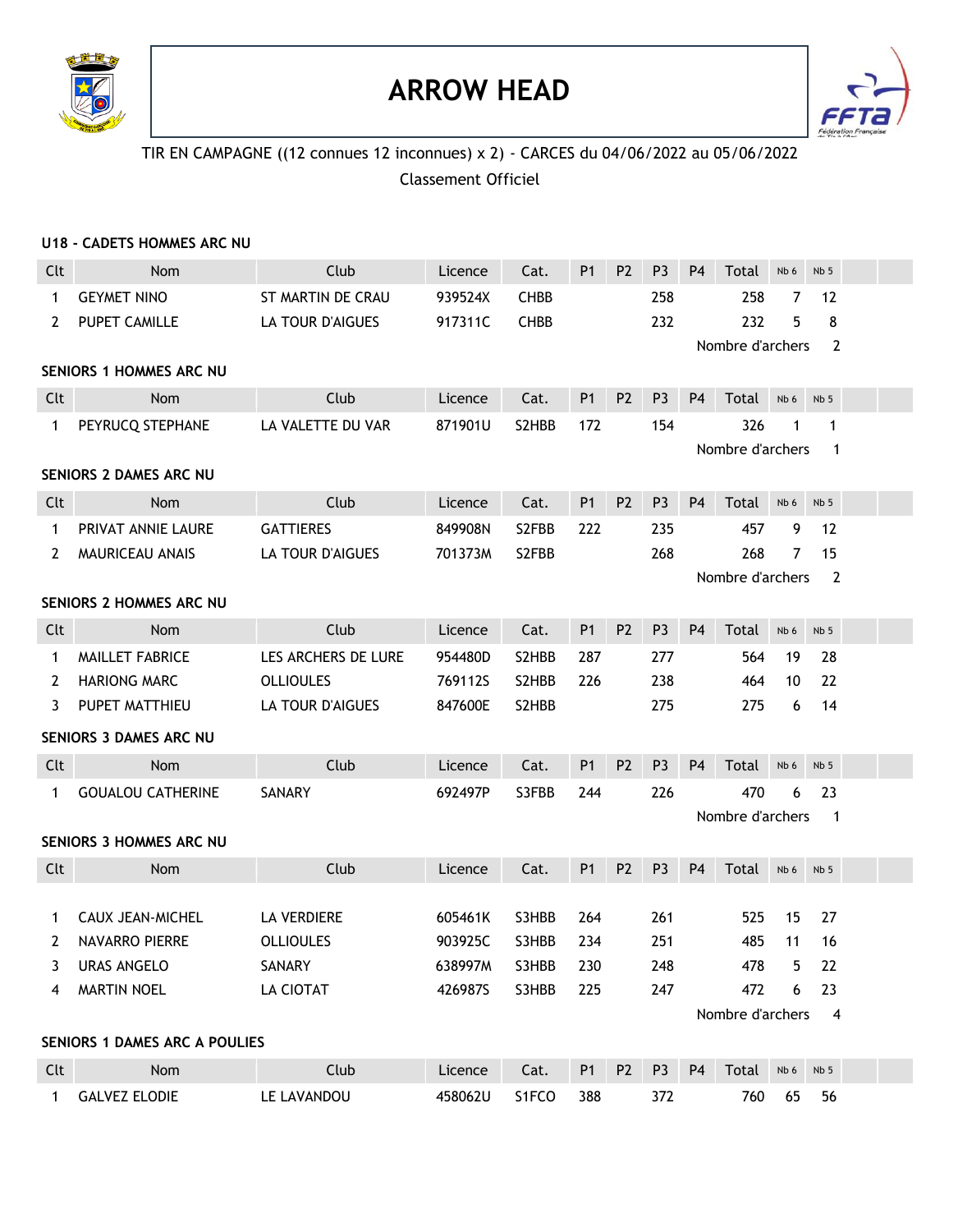# ARROW HEAD

TIR EN CAMPAGNE ((12 connues 12 inconnues) x 2) - CARCES du 04/06/2022 au 05/06/2022

Classement Officiel

### U18 - CADETS HOMMES ARC NU

| Clt | Nom | Club | Licence | Cat. | P1 | P2 | P3 | P4 | Total | Nb 6 | Nb 5 |
|---|---|---|---|---|---|---|---|---|---|---|---|
| 1 | GEYMET NINO | ST MARTIN DE CRAU | 939524X | CHBB | | | 258 | | 258 | 7 | 12 |
| 2 | PUPET CAMILLE | LA TOUR D'AIGUES | 917311C | CHBB | | | 232 | | 232 | 5 | 8 |

Nombre d'archers 2

### SENIORS 1 HOMMES ARC NU

| Clt | Nom | Club | Licence | Cat. | P1 | P2 | P3 | P4 | Total | Nb 6 | Nb 5 |
|---|---|---|---|---|---|---|---|---|---|---|---|
| 1 | PEYRUCQ STEPHANE | LA VALETTE DU VAR | 871901U | S2HBB | 172 | | 154 | | 326 | 1 | 1 |

Nombre d'archers 1

### SENIORS 2 DAMES ARC NU

| Clt | Nom | Club | Licence | Cat. | P1 | P2 | P3 | P4 | Total | Nb 6 | Nb 5 |
|---|---|---|---|---|---|---|---|---|---|---|---|
| 1 | PRIVAT ANNIE LAURE | GATTIERES | 849908N | S2FBB | 222 | | 235 | | 457 | 9 | 12 |
| 2 | MAURICEAU ANAIS | LA TOUR D'AIGUES | 701373M | S2FBB | | | 268 | | 268 | 7 | 15 |

Nombre d'archers 2

### SENIORS 2 HOMMES ARC NU

| Clt | Nom | Club | Licence | Cat. | P1 | P2 | P3 | P4 | Total | Nb 6 | Nb 5 |
|---|---|---|---|---|---|---|---|---|---|---|---|
| 1 | MAILLET FABRICE | LES ARCHERS DE LURE | 954480D | S2HBB | 287 | | 277 | | 564 | 19 | 28 |
| 2 | HARIONG MARC | OLLIOULES | 769112S | S2HBB | 226 | | 238 | | 464 | 10 | 22 |
| 3 | PUPET MATTHIEU | LA TOUR D'AIGUES | 847600E | S2HBB | | | 275 | | 275 | 6 | 14 |

### SENIORS 3 DAMES ARC NU

| Clt | Nom | Club | Licence | Cat. | P1 | P2 | P3 | P4 | Total | Nb 6 | Nb 5 |
|---|---|---|---|---|---|---|---|---|---|---|---|
| 1 | GOUALOU CATHERINE | SANARY | 692497P | S3FBB | 244 | | 226 | | 470 | 6 | 23 |

Nombre d'archers 1

### SENIORS 3 HOMMES ARC NU

| Clt | Nom | Club | Licence | Cat. | P1 | P2 | P3 | P4 | Total | Nb 6 | Nb 5 |
|---|---|---|---|---|---|---|---|---|---|---|---|
| 1 | CAUX JEAN-MICHEL | LA VERDIERE | 605461K | S3HBB | 264 | | 261 | | 525 | 15 | 27 |
| 2 | NAVARRO PIERRE | OLLIOULES | 903925C | S3HBB | 234 | | 251 | | 485 | 11 | 16 |
| 3 | URAS ANGELO | SANARY | 638997M | S3HBB | 230 | | 248 | | 478 | 5 | 22 |
| 4 | MARTIN NOEL | LA CIOTAT | 426987S | S3HBB | 225 | | 247 | | 472 | 6 | 23 |

Nombre d'archers 4

### SENIORS 1 DAMES ARC A POULIES

| Clt | Nom | Club | Licence | Cat. | P1 | P2 | P3 | P4 | Total | Nb 6 | Nb 5 |
|---|---|---|---|---|---|---|---|---|---|---|---|
| 1 | GALVEZ ELODIE | LE LAVANDOU | 458062U | S1FCO | 388 | | 372 | | 760 | 65 | 56 |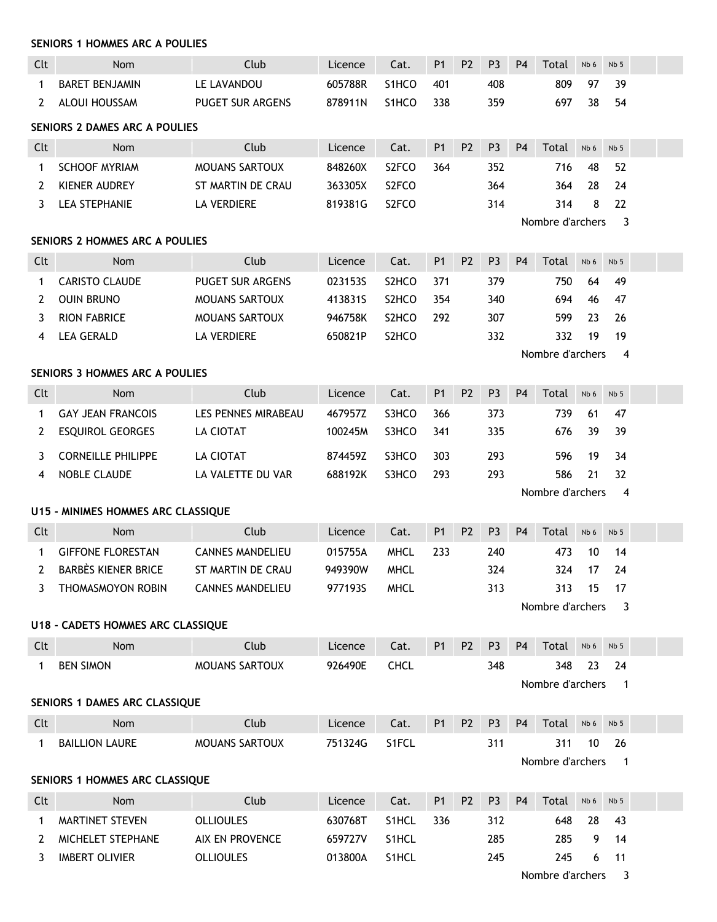**SENIORS 1 HOMMES ARC A POULIES**

| Clt | Nom | Club | Licence | Cat. | P1 | P2 | P3 | P4 | Total | Nb 6 | Nb 5 | | |
|---|---|---|---|---|---|---|---|---|---|---|---|---|---|
| 1 | BARET BENJAMIN | LE LAVANDOU | 605788R | S1HCO | 401 | | 408 | | 809 | 97 | 39 | | |
| 2 | ALOUI HOUSSAM | PUGET SUR ARGENS | 878911N | S1HCO | 338 | | 359 | | 697 | 38 | 54 | | |

**SENIORS 2 DAMES ARC A POULIES**

| Clt | Nom | Club | Licence | Cat. | P1 | P2 | P3 | P4 | Total | Nb 6 | Nb 5 | | |
|---|---|---|---|---|---|---|---|---|---|---|---|---|---|
| 1 | SCHOOF MYRIAM | MOUANS SARTOUX | 848260X | S2FCO | 364 | | 352 | | 716 | 48 | 52 | | |
| 2 | KIENER AUDREY | ST MARTIN DE CRAU | 363305X | S2FCO | | | 364 | | 364 | 28 | 24 | | |
| 3 | LEA STEPHANIE | LA VERDIERE | 819381G | S2FCO | | | 314 | | 314 | 8 | 22 | | |

Nombre d'archers 3

**SENIORS 2 HOMMES ARC A POULIES**

| Clt | Nom | Club | Licence | Cat. | P1 | P2 | P3 | P4 | Total | Nb 6 | Nb 5 | | |
|---|---|---|---|---|---|---|---|---|---|---|---|---|---|
| 1 | CARISTO CLAUDE | PUGET SUR ARGENS | 023153S | S2HCO | 371 | | 379 | | 750 | 64 | 49 | | |
| 2 | OUIN BRUNO | MOUANS SARTOUX | 413831S | S2HCO | 354 | | 340 | | 694 | 46 | 47 | | |
| 3 | RION FABRICE | MOUANS SARTOUX | 946758K | S2HCO | 292 | | 307 | | 599 | 23 | 26 | | |
| 4 | LEA GERALD | LA VERDIERE | 650821P | S2HCO | | | 332 | | 332 | 19 | 19 | | |

Nombre d'archers 4

**SENIORS 3 HOMMES ARC A POULIES**

| Clt | Nom | Club | Licence | Cat. | P1 | P2 | P3 | P4 | Total | Nb 6 | Nb 5 | | |
|---|---|---|---|---|---|---|---|---|---|---|---|---|---|
| 1 | GAY JEAN FRANCOIS | LES PENNES MIRABEAU | 467957Z | S3HCO | 366 | | 373 | | 739 | 61 | 47 | | |
| 2 | ESQUIROL GEORGES | LA CIOTAT | 100245M | S3HCO | 341 | | 335 | | 676 | 39 | 39 | | |
| 3 | CORNEILLE PHILIPPE | LA CIOTAT | 874459Z | S3HCO | 303 | | 293 | | 596 | 19 | 34 | | |
| 4 | NOBLE CLAUDE | LA VALETTE DU VAR | 688192K | S3HCO | 293 | | 293 | | 586 | 21 | 32 | | |

Nombre d'archers 4

**U15 - MINIMES HOMMES ARC CLASSIQUE**

| Clt | Nom | Club | Licence | Cat. | P1 | P2 | P3 | P4 | Total | Nb 6 | Nb 5 | | |
|---|---|---|---|---|---|---|---|---|---|---|---|---|---|
| 1 | GIFFONE FLORESTAN | CANNES MANDELIEU | 015755A | MHCL | 233 | | 240 | | 473 | 10 | 14 | | |
| 2 | BARBÈS KIENER BRICE | ST MARTIN DE CRAU | 949390W | MHCL | | | 324 | | 324 | 17 | 24 | | |
| 3 | THOMASMOYON ROBIN | CANNES MANDELIEU | 977193S | MHCL | | | 313 | | 313 | 15 | 17 | | |

Nombre d'archers 3

**U18 - CADETS HOMMES ARC CLASSIQUE**

| Clt | Nom | Club | Licence | Cat. | P1 | P2 | P3 | P4 | Total | Nb 6 | Nb 5 | | |
|---|---|---|---|---|---|---|---|---|---|---|---|---|---|
| 1 | BEN SIMON | MOUANS SARTOUX | 926490E | CHCL | | | 348 | | 348 | 23 | 24 | | |

Nombre d'archers 1

**SENIORS 1 DAMES ARC CLASSIQUE**

| Clt | Nom | Club | Licence | Cat. | P1 | P2 | P3 | P4 | Total | Nb 6 | Nb 5 | | |
|---|---|---|---|---|---|---|---|---|---|---|---|---|---|
| 1 | BAILLION LAURE | MOUANS SARTOUX | 751324G | S1FCL | | | 311 | | 311 | 10 | 26 | | |

Nombre d'archers 1

**SENIORS 1 HOMMES ARC CLASSIQUE**

| Clt | Nom | Club | Licence | Cat. | P1 | P2 | P3 | P4 | Total | Nb 6 | Nb 5 | | |
|---|---|---|---|---|---|---|---|---|---|---|---|---|---|
| 1 | MARTINET STEVEN | OLLIOULES | 630768T | S1HCL | 336 | | 312 | | 648 | 28 | 43 | | |
| 2 | MICHELET STEPHANE | AIX EN PROVENCE | 659727V | S1HCL | | | 285 | | 285 | 9 | 14 | | |
| 3 | IMBERT OLIVIER | OLLIOULES | 013800A | S1HCL | | | 245 | | 245 | 6 | 11 | | |

Nombre d'archers 3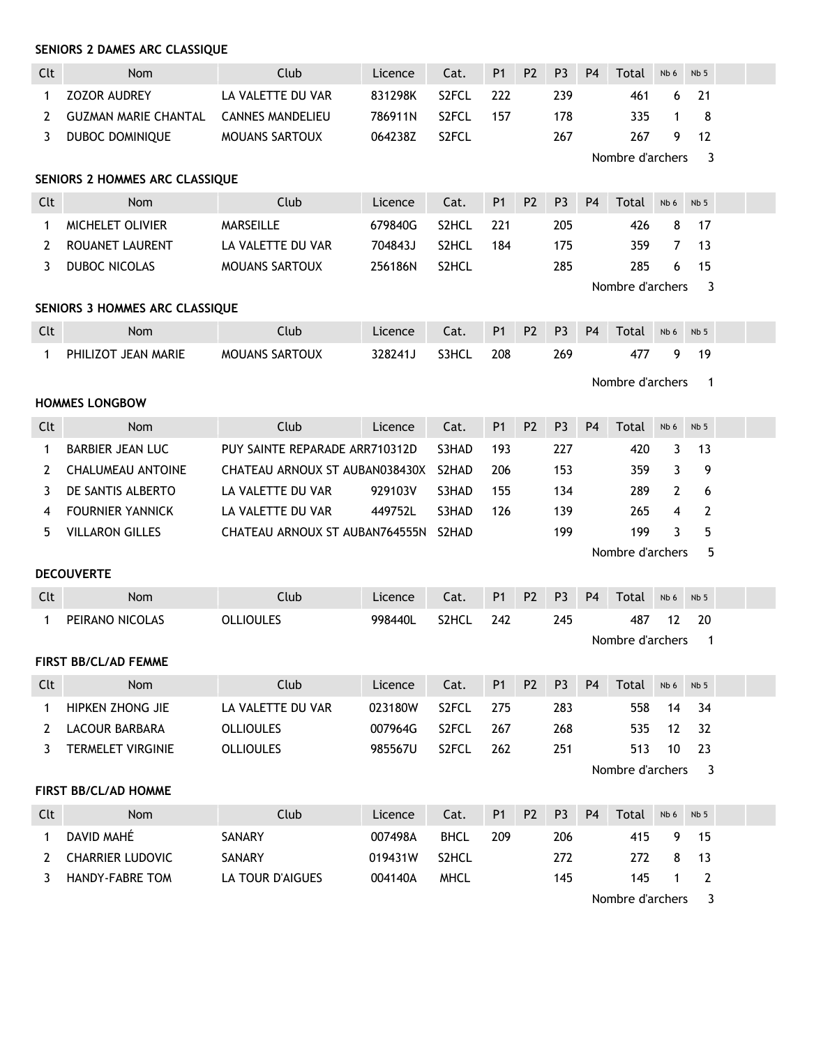**SENIORS 2 DAMES ARC CLASSIQUE**

| Clt | Nom | Club | Licence | Cat. | P1 | P2 | P3 | P4 | Total | Nb 6 | Nb 5 |
|---|---|---|---|---|---|---|---|---|---|---|---|
| 1 | ZOZOR AUDREY | LA VALETTE DU VAR | 831298K | S2FCL | 222 | | 239 | | 461 | 6 | 21 |
| 2 | GUZMAN MARIE CHANTAL | CANNES MANDELIEU | 786911N | S2FCL | 157 | | 178 | | 335 | 1 | 8 |
| 3 | DUBOC DOMINIQUE | MOUANS SARTOUX | 064238Z | S2FCL | | | 267 | | 267 | 9 | 12 |

Nombre d'archers 3

**SENIORS 2 HOMMES ARC CLASSIQUE**

| Clt | Nom | Club | Licence | Cat. | P1 | P2 | P3 | P4 | Total | Nb 6 | Nb 5 |
|---|---|---|---|---|---|---|---|---|---|---|---|
| 1 | MICHELET OLIVIER | MARSEILLE | 679840G | S2HCL | 221 | | 205 | | 426 | 8 | 17 |
| 2 | ROUANET LAURENT | LA VALETTE DU VAR | 704843J | S2HCL | 184 | | 175 | | 359 | 7 | 13 |
| 3 | DUBOC NICOLAS | MOUANS SARTOUX | 256186N | S2HCL | | | 285 | | 285 | 6 | 15 |

Nombre d'archers 3

**SENIORS 3 HOMMES ARC CLASSIQUE**

| Clt | Nom | Club | Licence | Cat. | P1 | P2 | P3 | P4 | Total | Nb 6 | Nb 5 |
|---|---|---|---|---|---|---|---|---|---|---|---|
| 1 | PHILIZOT JEAN MARIE | MOUANS SARTOUX | 328241J | S3HCL | 208 | | 269 | | 477 | 9 | 19 |

Nombre d'archers 1

**HOMMES LONGBOW**

| Clt | Nom | Club | Licence | Cat. | P1 | P2 | P3 | P4 | Total | Nb 6 | Nb 5 |
|---|---|---|---|---|---|---|---|---|---|---|---|
| 1 | BARBIER JEAN LUC | PUY SAINTE REPARADE ARR | 710312D | S3HAD | 193 | | 227 | | 420 | 3 | 13 |
| 2 | CHALUMEAU ANTOINE | CHATEAU ARNOUX ST AUBAN | 038430X | S2HAD | 206 | | 153 | | 359 | 3 | 9 |
| 3 | DE SANTIS ALBERTO | LA VALETTE DU VAR | 929103V | S3HAD | 155 | | 134 | | 289 | 2 | 6 |
| 4 | FOURNIER YANNICK | LA VALETTE DU VAR | 449752L | S3HAD | 126 | | 139 | | 265 | 4 | 2 |
| 5 | VILLARON GILLES | CHATEAU ARNOUX ST AUBAN | 764555N | S2HAD | | | 199 | | 199 | 3 | 5 |

Nombre d'archers 5

**DECOUVERTE**

| Clt | Nom | Club | Licence | Cat. | P1 | P2 | P3 | P4 | Total | Nb 6 | Nb 5 |
|---|---|---|---|---|---|---|---|---|---|---|---|
| 1 | PEIRANO NICOLAS | OLLIOULES | 998440L | S2HCL | 242 | | 245 | | 487 | 12 | 20 |

Nombre d'archers 1

**FIRST BB/CL/AD FEMME**

| Clt | Nom | Club | Licence | Cat. | P1 | P2 | P3 | P4 | Total | Nb 6 | Nb 5 |
|---|---|---|---|---|---|---|---|---|---|---|---|
| 1 | HIPKEN ZHONG JIE | LA VALETTE DU VAR | 023180W | S2FCL | 275 | | 283 | | 558 | 14 | 34 |
| 2 | LACOUR BARBARA | OLLIOULES | 007964G | S2FCL | 267 | | 268 | | 535 | 12 | 32 |
| 3 | TERMELET VIRGINIE | OLLIOULES | 985567U | S2FCL | 262 | | 251 | | 513 | 10 | 23 |

Nombre d'archers 3

**FIRST BB/CL/AD HOMME**

| Clt | Nom | Club | Licence | Cat. | P1 | P2 | P3 | P4 | Total | Nb 6 | Nb 5 |
|---|---|---|---|---|---|---|---|---|---|---|---|
| 1 | DAVID MAHÉ | SANARY | 007498A | BHCL | 209 | | 206 | | 415 | 9 | 15 |
| 2 | CHARRIER LUDOVIC | SANARY | 019431W | S2HCL | | | 272 | | 272 | 8 | 13 |
| 3 | HANDY-FABRE TOM | LA TOUR D'AIGUES | 004140A | MHCL | | | 145 | | 145 | 1 | 2 |

Nombre d'archers 3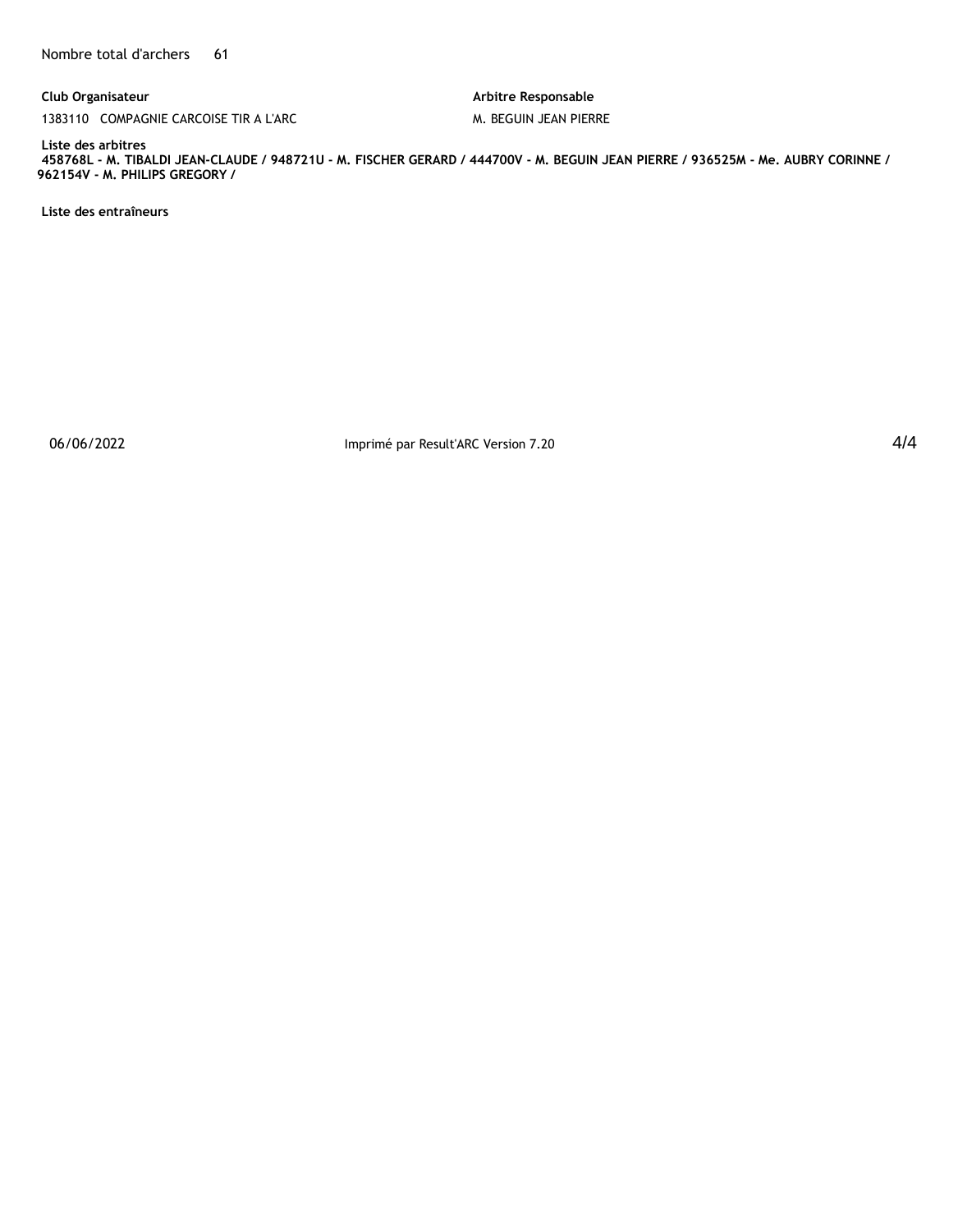Nombre total d'archers 61

**Club Organisateur**

1383110 COMPAGNIE CARCOISE TIR A L'ARC

**Arbitre Responsable**

M. BEGUIN JEAN PIERRE

**Liste des arbitres**

**458768L - M. TIBALDI JEAN-CLAUDE / 948721U - M. FISCHER GERARD / 444700V - M. BEGUIN JEAN PIERRE / 936525M - Me. AUBRY CORINNE / 962154V - M. PHILIPS GREGORY /**

**Liste des entraîneurs**

06/06/2022 Imprimé par Result'ARC Version 7.20